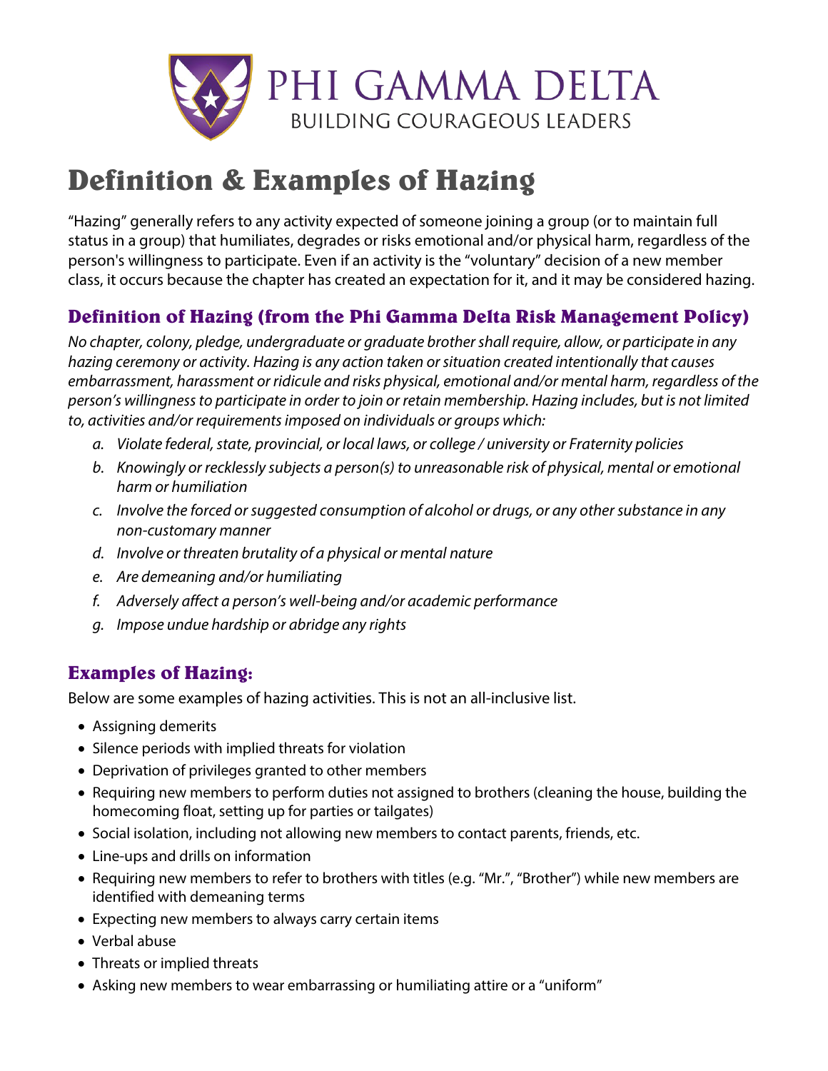PHI GAMMA DELTA

BUILDING COURAGEOUS LEADERS

# Definition & Examples of Hazing

"Hazing" generally refers to any activity expected of someone joining a group (or to maintain full status in a group) that humiliates, degrades or risks emotional and/or physical harm, regardless of the person's willingness to participate. Even if an activity is the "voluntary" decision of a new member class, it occurs because the chapter has created an expectation for it, and it may be considered hazing.

## Definition of Hazing (from the Phi Gamma Delta Risk Management Policy)

*No chapter, colony, pledge, undergraduate or graduate brother shall require, allow, or participate in any hazing ceremony or activity. Hazing is any action taken or situation created intentionally that causes embarrassment, harassment or ridicule and risks physical, emotional and/or mental harm, regardless of the person's willingness to participate in order to join or retain membership. Hazing includes, but is not limited to, activities and/or requirements imposed on individuals or groups which:*

a. *Violate federal, state, provincial, or local laws, or college / university or Fraternity policies*
b. *Knowingly or recklessly subjects a person(s) to unreasonable risk of physical, mental or emotional harm or humiliation*
c. *Involve the forced or suggested consumption of alcohol or drugs, or any other substance in any non-customary manner*
d. *Involve or threaten brutality of a physical or mental nature*
e. *Are demeaning and/or humiliating*
f. *Adversely affect a person's well-being and/or academic performance*
g. *Impose undue hardship or abridge any rights*

## Examples of Hazing:

Below are some examples of hazing activities. This is not an all-inclusive list.

- Assigning demerits
- Silence periods with implied threats for violation
- Deprivation of privileges granted to other members
- Requiring new members to perform duties not assigned to brothers (cleaning the house, building the homecoming float, setting up for parties or tailgates)
- Social isolation, including not allowing new members to contact parents, friends, etc.
- Line-ups and drills on information
- Requiring new members to refer to brothers with titles (e.g. "Mr.", "Brother") while new members are identified with demeaning terms
- Expecting new members to always carry certain items
- Verbal abuse
- Threats or implied threats
- Asking new members to wear embarrassing or humiliating attire or a "uniform"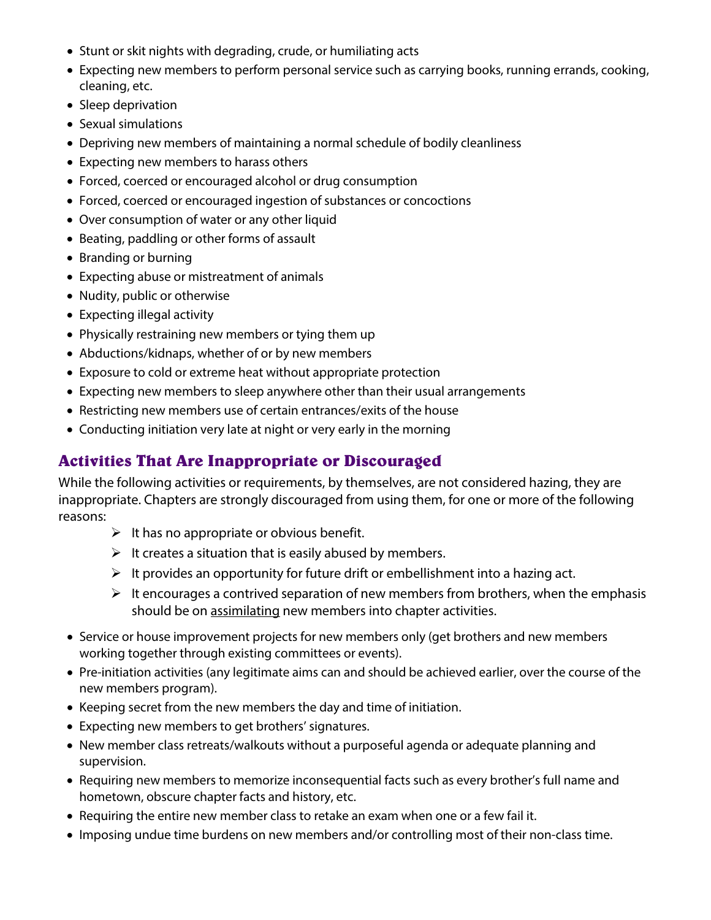- Stunt or skit nights with degrading, crude, or humiliating acts
- Expecting new members to perform personal service such as carrying books, running errands, cooking, cleaning, etc.
- Sleep deprivation
- Sexual simulations
- Depriving new members of maintaining a normal schedule of bodily cleanliness
- Expecting new members to harass others
- Forced, coerced or encouraged alcohol or drug consumption
- Forced, coerced or encouraged ingestion of substances or concoctions
- Over consumption of water or any other liquid
- Beating, paddling or other forms of assault
- Branding or burning
- Expecting abuse or mistreatment of animals
- Nudity, public or otherwise
- Expecting illegal activity
- Physically restraining new members or tying them up
- Abductions/kidnaps, whether of or by new members
- Exposure to cold or extreme heat without appropriate protection
- Expecting new members to sleep anywhere other than their usual arrangements
- Restricting new members use of certain entrances/exits of the house
- Conducting initiation very late at night or very early in the morning

## Activities That Are Inappropriate or Discouraged

While the following activities or requirements, by themselves, are not considered hazing, they are inappropriate. Chapters are strongly discouraged from using them, for one or more of the following reasons:

- It has no appropriate or obvious benefit.
- It creates a situation that is easily abused by members.
- It provides an opportunity for future drift or embellishment into a hazing act.
- It encourages a contrived separation of new members from brothers, when the emphasis should be on assimilating new members into chapter activities.

- Service or house improvement projects for new members only (get brothers and new members working together through existing committees or events).
- Pre-initiation activities (any legitimate aims can and should be achieved earlier, over the course of the new members program).
- Keeping secret from the new members the day and time of initiation.
- Expecting new members to get brothers' signatures.
- New member class retreats/walkouts without a purposeful agenda or adequate planning and supervision.
- Requiring new members to memorize inconsequential facts such as every brother's full name and hometown, obscure chapter facts and history, etc.
- Requiring the entire new member class to retake an exam when one or a few fail it.
- Imposing undue time burdens on new members and/or controlling most of their non-class time.